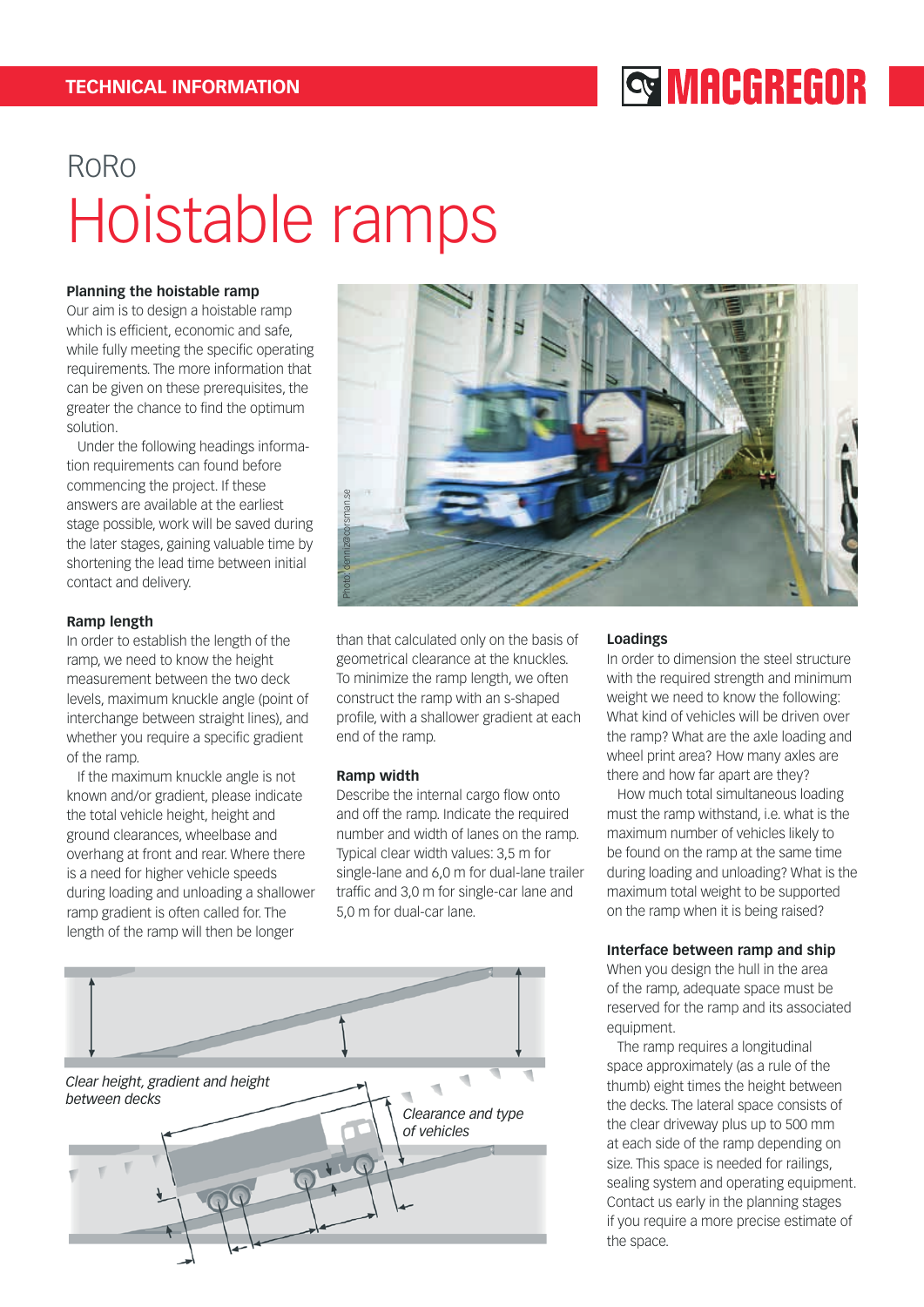# RoRo

# Hoistable ramps

### Planning the hoistable ramp

Our aim is to design a hoistable ramp which is efficient, economic and safe, while fully meeting the specific operating requirements. The more information that can be given on these prerequisites, the greater the chance to find the optimum solution.

Under the following headings information requirements can found before commencing the project. If these answers are available at the earliest stage possible, work will be saved during the later stages, gaining valuable time by shortening the lead time between initial contact and delivery.

Photo: dennis@corsman.se

### Ramp length

In order to establish the length of the ramp, we need to know the height measurement between the two deck levels, maximum knuckle angle (point of interchange between straight lines), and whether you require a specific gradient of the ramp.

If the maximum knuckle angle is not known and/or gradient, please indicate the total vehicle height, height and ground clearances, wheelbase and overhang at front and rear. Where there is a need for higher vehicle speeds during loading and unloading a shallower ramp gradient is often called for. The length of the ramp will then be longer than that calculated only on the basis of geometrical clearance at the knuckles. To minimize the ramp length, we often construct the ramp with an s-shaped profile, with a shallower gradient at each end of the ramp.

### Ramp width

Describe the internal cargo flow onto and off the ramp. Indicate the required number and width of lanes on the ramp. Typical clear width values: 3,5 m for single-lane and 6,0 m for dual-lane trailer traffic and 3,0 m for single-car lane and 5,0 m for dual-car lane.

### Loadings

In order to dimension the steel structure with the required strength and minimum weight we need to know the following: What kind of vehicles will be driven over the ramp? What are the axle loading and wheel print area? How many axles are there and how far apart are they?

How much total simultaneous loading must the ramp withstand, i.e. what is the maximum number of vehicles likely to be found on the ramp at the same time during loading and unloading? What is the maximum total weight to be supported on the ramp when it is being raised?

*Clear height, gradient and height between decks*

*Clearance and type of vehicles*

### Interface between ramp and ship

When you design the hull in the area of the ramp, adequate space must be reserved for the ramp and its associated equipment.

The ramp requires a longitudinal space approximately (as a rule of the thumb) eight times the height between the decks. The lateral space consists of the clear driveway plus up to 500 mm at each side of the ramp depending on size. This space is needed for railings, sealing system and operating equipment. Contact us early in the planning stages if you require a more precise estimate of the space.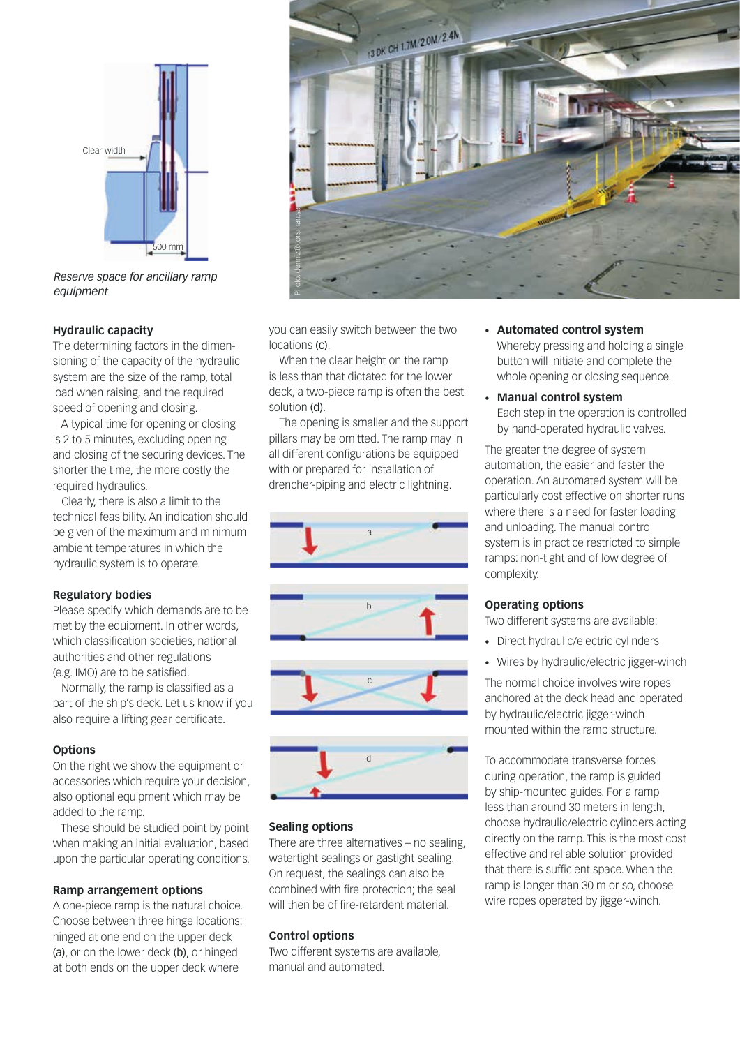Clear width

500 mm

*Reserve space for ancillary ramp equipment*

### Hydraulic capacity

The determining factors in the dimensioning of the capacity of the hydraulic system are the size of the ramp, total load when raising, and the required speed of opening and closing.

A typical time for opening or closing is 2 to 5 minutes, excluding opening and closing of the securing devices. The shorter the time, the more costly the required hydraulics.

Clearly, there is also a limit to the technical feasibility. An indication should be given of the maximum and minimum ambient temperatures in which the hydraulic system is to operate.

### Regulatory bodies

Please specify which demands are to be met by the equipment. In other words, which classification societies, national authorities and other regulations (e.g. IMO) are to be satisfied.

Normally, the ramp is classified as a part of the ship's deck. Let us know if you also require a lifting gear certificate.

### Options

On the right we show the equipment or accessories which require your decision, also optional equipment which may be added to the ramp.

These should be studied point by point when making an initial evaluation, based upon the particular operating conditions.

### Ramp arrangement options

A one-piece ramp is the natural choice. Choose between three hinge locations: hinged at one end on the upper deck **(a)**, or on the lower deck **(b)**, or hinged at both ends on the upper deck where you can easily switch between the two locations **(c)**.

When the clear height on the ramp is less than that dictated for the lower deck, a two-piece ramp is often the best solution **(d)**.

The opening is smaller and the support pillars may be omitted. The ramp may in all different configurations be equipped with or prepared for installation of drencher-piping and electric lightning.

a

b

c

d

### Sealing options

There are three alternatives – no sealing, watertight sealings or gastight sealing. On request, the sealings can also be combined with fire protection; the seal will then be of fire-retardant material.

### Control options

Two different systems are available, manual and automated.

- **Automated control system**
  Whereby pressing and holding a single button will initiate and complete the whole opening or closing sequence.
- **Manual control system**
  Each step in the operation is controlled by hand-operated hydraulic valves.

The greater the degree of system automation, the easier and faster the operation. An automated system will be particularly cost effective on shorter runs where there is a need for faster loading and unloading. The manual control system is in practice restricted to simple ramps: non-tight and of low degree of complexity.

### Operating options

Two different systems are available:

- Direct hydraulic/electric cylinders
- Wires by hydraulic/electric jigger-winch

The normal choice involves wire ropes anchored at the deck head and operated by hydraulic/electric jigger-winch mounted within the ramp structure.

To accommodate transverse forces during operation, the ramp is guided by ship-mounted guides. For a ramp less than around 30 meters in length, choose hydraulic/electric cylinders acting directly on the ramp. This is the most cost effective and reliable solution provided that there is sufficient space. When the ramp is longer than 30 m or so, choose wire ropes operated by jigger-winch.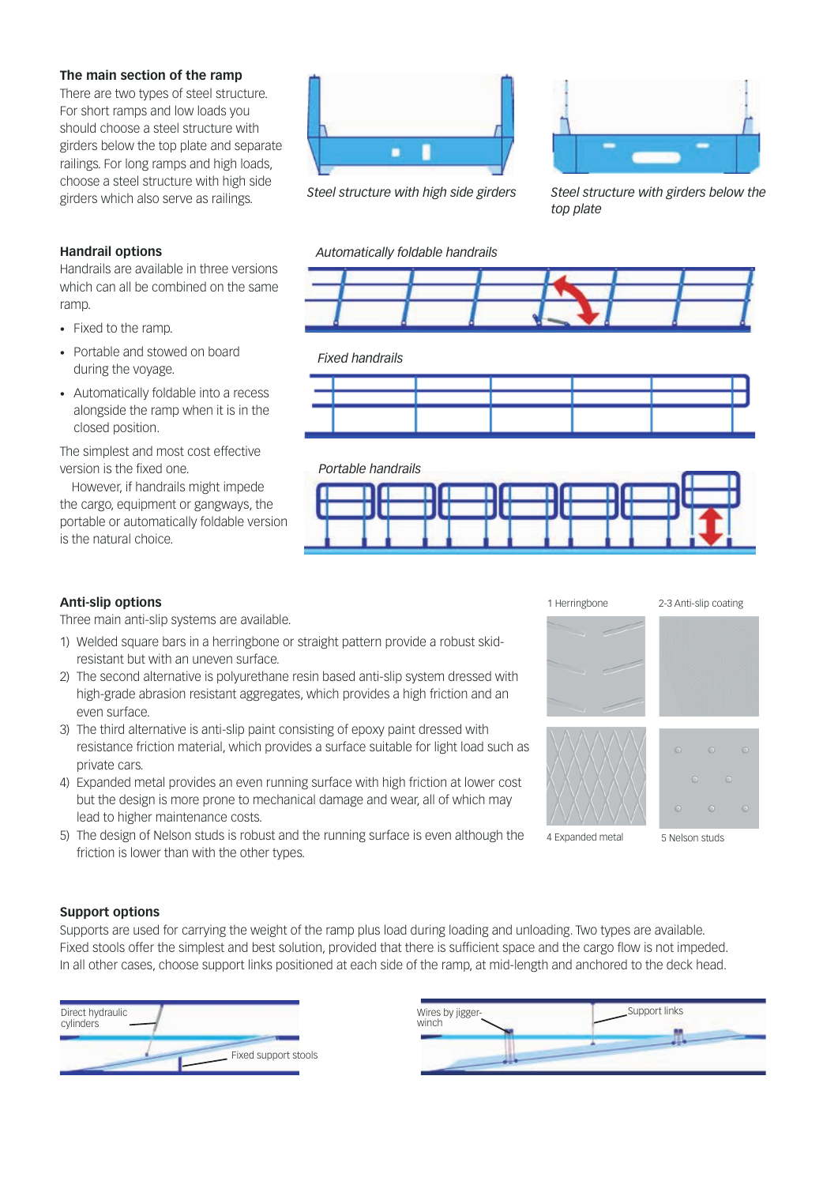### The main section of the ramp

There are two types of steel structure. For short ramps and low loads you should choose a steel structure with girders below the top plate and separate railings. For long ramps and high loads, choose a steel structure with high side girders which also serve as railings.

*Steel structure with high side girders*

*Steel structure with girders below the top plate*

### Handrail options

Handrails are available in three versions which can all be combined on the same ramp.

- Fixed to the ramp.
- Portable and stowed on board during the voyage.
- Automatically foldable into a recess alongside the ramp when it is in the closed position.

The simplest and most cost effective version is the fixed one.

However, if handrails might impede the cargo, equipment or gangways, the portable or automatically foldable version is the natural choice.

*Automatically foldable handrails*

*Fixed handrails*

*Portable handrails*

### Anti-slip options

Three main anti-slip systems are available.

1) Welded square bars in a herringbone or straight pattern provide a robust skid-resistant but with an uneven surface.
2) The second alternative is polyurethane resin based anti-slip system dressed with high-grade abrasion resistant aggregates, which provides a high friction and an even surface.
3) The third alternative is anti-slip paint consisting of epoxy paint dressed with resistance friction material, which provides a surface suitable for light load such as private cars.
4) Expanded metal provides an even running surface with high friction at lower cost but the design is more prone to mechanical damage and wear, all of which may lead to higher maintenance costs.
5) The design of Nelson studs is robust and the running surface is even although the friction is lower than with the other types.

1 Herringbone

2-3 Anti-slip coating

4 Expanded metal

5 Nelson studs

### Support options

Supports are used for carrying the weight of the ramp plus load during loading and unloading. Two types are available. Fixed stools offer the simplest and best solution, provided that there is sufficient space and the cargo flow is not impeded. In all other cases, choose support links positioned at each side of the ramp, at mid-length and anchored to the deck head.

Direct hydraulic cylinders

Fixed support stools

Wires by jigger-winch

Support links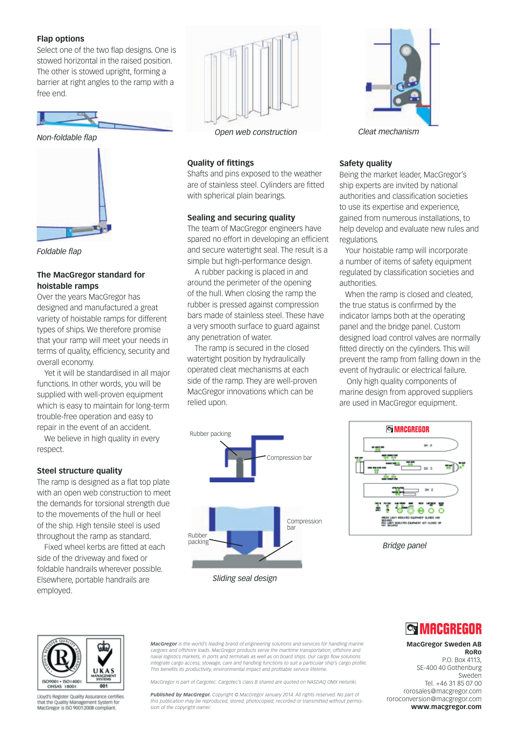## Flap options

Select one of the two flap designs. One is stowed horizontal in the raised position. The other is stowed upright, forming a barrier at right angles to the ramp with a free end.

*Non-foldable flap*

*Foldable flap*

## The MacGregor standard for hoistable ramps

Over the years MacGregor has designed and manufactured a great variety of hoistable ramps for different types of ships. We therefore promise that your ramp will meet your needs in terms of quality, efficiency, security and overall economy.

Yet it will be standardised in all major functions. In other words, you will be supplied with well-proven equipment which is easy to maintain for long-term trouble-free operation and easy to repair in the event of an accident.

We believe in high quality in every respect.

## Steel structure quality

The ramp is designed as a flat top plate with an open web construction to meet the demands for torsional strength due to the movements of the hull or heel of the ship. High tensile steel is used throughout the ramp as standard.

Fixed wheel kerbs are fitted at each side of the driveway and fixed or foldable handrails wherever possible. Elsewhere, portable handrails are employed.

*Open web construction*

## Quality of fittings

Shafts and pins exposed to the weather are of stainless steel. Cylinders are fitted with spherical plain bearings.

## Sealing and securing quality

The team of MacGregor engineers have spared no effort in developing an efficient and secure watertight seal. The result is a simple but high-performance design.

A rubber packing is placed in and around the perimeter of the opening of the hull. When closing the ramp the rubber is pressed against compression bars made of stainless steel. These have a very smooth surface to guard against any penetration of water.

The ramp is secured in the closed watertight position by hydraulically operated cleat mechanisms at each side of the ramp. They are well-proven MacGregor innovations which can be relied upon.

Rubber packing
Compression bar

Rubber packing
Compression bar

*Sliding seal design*

*Cleat mechanism*

## Safety quality

Being the market leader, MacGregor's ship experts are invited by national authorities and classification societies to use its expertise and experience, gained from numerous installations, to help develop and evaluate new rules and regulations.

Your hoistable ramp will incorporate a number of items of safety equipment regulated by classification societies and authorities.

When the ramp is closed and cleated, the true status is confirmed by the indicator lamps both at the operating panel and the bridge panel. Custom designed load control valves are normally fitted directly on the cylinders. This will prevent the ramp from falling down in the event of hydraulic or electrical failure.

Only high quality components of marine design from approved suppliers are used in MacGregor equipment.

MACGREGOR

DK 5
DK 3
DK 2

*Bridge panel*

ISO9001 • ISO14001 OHSAS 18001

UKAS MANAGEMENT SYSTEMS 001

Lloyd's Register Quality Assurance certifies that the Quality Management System for MacGregor is ISO 9001:2008 compliant.

*MacGregor is the world's leading brand of engineering solutions and services for handling marine cargoes and offshore loads. MacGregor products serve the maritime transportation, offshore and naval logistics markets, in ports and terminals as well as on board ships. Our cargo flow solutions integrate cargo access, stowage, care and handling functions to suit a particular ship's cargo profile. This benefits its productivity, environmental impact and profitable service lifetime.*

*MacGregor is part of Cargotec. Cargotec's class B shared are quoted on NASDAQ OMX Helsinki.*

***Published by MacGregor.** Copyright © MacGregor January 2014. All rights reserved. No part of this publication may be reproduced, stored, photocopied, recorded or transmitted without permission of the copyright owner.*

MACGREGOR

**MacGregor Sweden AB**
**RoRo**
P.O. Box 4113,
SE-400 40 Gothenburg
Sweden
Tel. +46 31 85 07 00
rorosales@macgregor.com
roroconversion@macgregor.com
**www.macgregor.com**